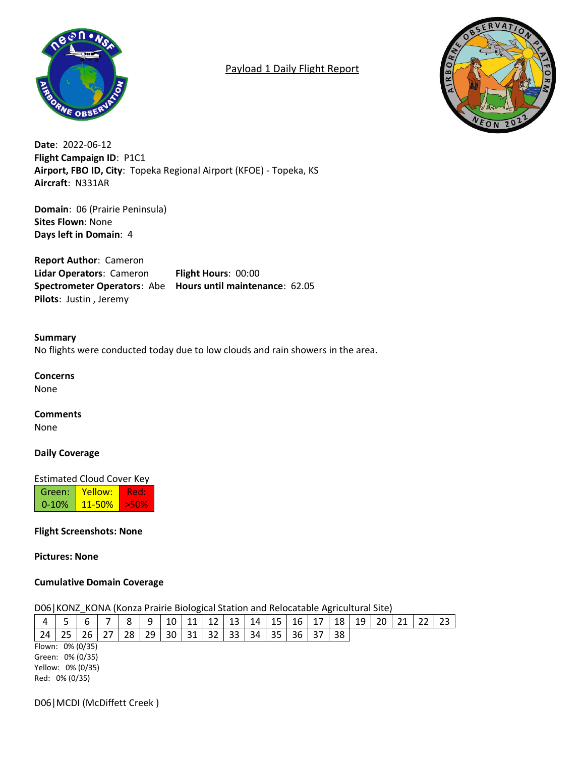# Payload 1 Daily Flight Report

**Date**: 2022-06-12
**Flight Campaign ID**: P1C1
**Airport, FBO ID, City**: Topeka Regional Airport (KFOE) - Topeka, KS
**Aircraft**: N331AR

**Domain**: 06 (Prairie Peninsula)
**Sites Flown**: None
**Days left in Domain**: 4

**Report Author**: Cameron
**Lidar Operators**: Cameron
**Spectrometer Operators**: Abe
**Pilots**: Justin , Jeremy
**Flight Hours**: 00:00
**Hours until maintenance**: 62.05

**Summary**
No flights were conducted today due to low clouds and rain showers in the area.

**Concerns**
None

**Comments**
None

**Daily Coverage**

Estimated Cloud Cover Key

| Green: 0-10% | Yellow: 11-50% | Red: >50% |
|---|---|---|

**Flight Screenshots: None**

**Pictures: None**

**Cumulative Domain Coverage**

D06|KONZ_KONA (Konza Prairie Biological Station and Relocatable Agricultural Site)

| 4 | 5 | 6 | 7 | 8 | 9 | 10 | 11 | 12 | 13 | 14 | 15 | 16 | 17 | 18 | 19 | 20 | 21 | 22 | 23 |
|---|---|---|---|---|---|---|---|---|---|---|---|---|---|---|---|---|---|---|---|
| 24 | 25 | 26 | 27 | 28 | 29 | 30 | 31 | 32 | 33 | 34 | 35 | 36 | 37 | 38 | | | | | |

Flown: 0% (0/35)
Green: 0% (0/35)
Yellow: 0% (0/35)
Red: 0% (0/35)

D06|MCDI (McDiffett Creek )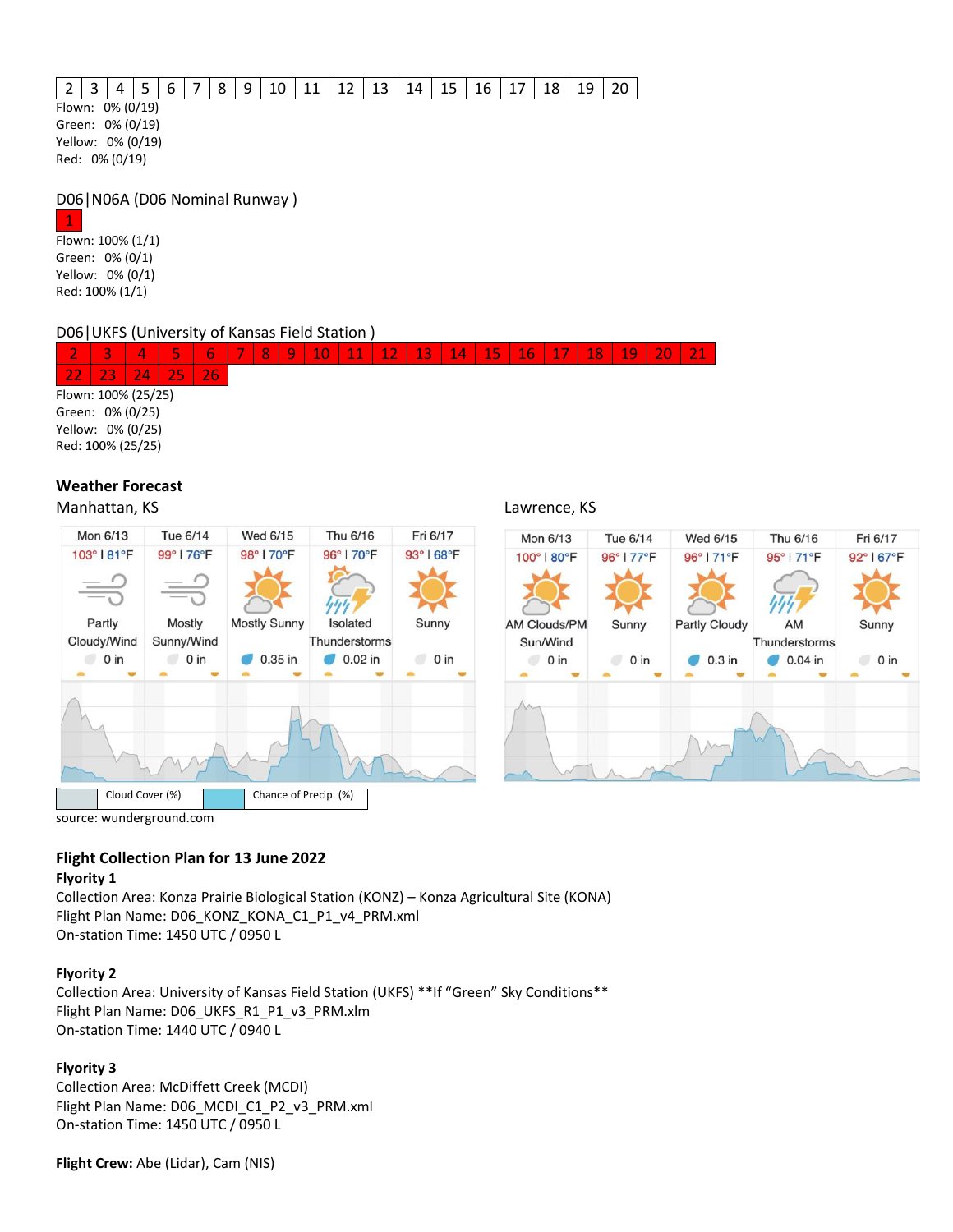| | | | | | | | | | | | | | | | | | | |
|---|---|---|---|---|---|---|---|---|---|---|---|---|---|---|---|---|---|---|
| 2 | 3 | 4 | 5 | 6 | 7 | 8 | 9 | 10 | 11 | 12 | 13 | 14 | 15 | 16 | 17 | 18 | 19 | 20 |

Flown: 0% (0/19)
Green: 0% (0/19)
Yellow: 0% (0/19)
Red: 0% (0/19)

D06|N06A (D06 Nominal Runway )

| |
|---|
| 1 |

Flown: 100% (1/1)
Green: 0% (0/1)
Yellow: 0% (0/1)
Red: 100% (1/1)

D06|UKFS (University of Kansas Field Station )

| | | | | | | | | | | | | | | | | | | | |
|---|---|---|---|---|---|---|---|---|---|---|---|---|---|---|---|---|---|---|---|
| 2 | 3 | 4 | 5 | 6 | 7 | 8 | 9 | 10 | 11 | 12 | 13 | 14 | 15 | 16 | 17 | 18 | 19 | 20 | 21 |
| 22 | 23 | 24 | 25 | 26 | | | | | | | | | | | | | | | |

Flown: 100% (25/25)
Green: 0% (0/25)
Yellow: 0% (0/25)
Red: 100% (25/25)

**Weather Forecast**

Manhattan, KS

| Mon 6/13 | Tue 6/14 | Wed 6/15 | Thu 6/16 | Fri 6/17 |
|---|---|---|---|---|
| 103° \| 81°F | 99° \| 76°F | 98° \| 70°F | 96° \| 70°F | 93° \| 68°F |
| Partly Cloudy/Wind | Mostly Sunny/Wind | Mostly Sunny | Isolated Thunderstorms | Sunny |
| 0 in | 0 in | 0.35 in | 0.02 in | 0 in |

Lawrence, KS

| Mon 6/13 | Tue 6/14 | Wed 6/15 | Thu 6/16 | Fri 6/17 |
|---|---|---|---|---|
| 100° \| 80°F | 96° \| 77°F | 96° \| 71°F | 95° \| 71°F | 92° \| 67°F |
| AM Clouds/PM Sun/Wind | Sunny | Partly Cloudy | AM Thunderstorms | Sunny |
| 0 in | 0 in | 0.3 in | 0.04 in | 0 in |

Cloud Cover (%)
Chance of Precip. (%)

source: wunderground.com

**Flight Collection Plan for 13 June 2022**

**Flyority 1**
Collection Area: Konza Prairie Biological Station (KONZ) – Konza Agricultural Site (KONA)
Flight Plan Name: D06_KONZ_KONA_C1_P1_v4_PRM.xml
On-station Time: 1450 UTC / 0950 L

**Flyority 2**
Collection Area: University of Kansas Field Station (UKFS) **If "Green" Sky Conditions**
Flight Plan Name: D06_UKFS_R1_P1_v3_PRM.xlm
On-station Time: 1440 UTC / 0940 L

**Flyority 3**
Collection Area: McDiffett Creek (MCDI)
Flight Plan Name: D06_MCDI_C1_P2_v3_PRM.xml
On-station Time: 1450 UTC / 0950 L

**Flight Crew:** Abe (Lidar), Cam (NIS)